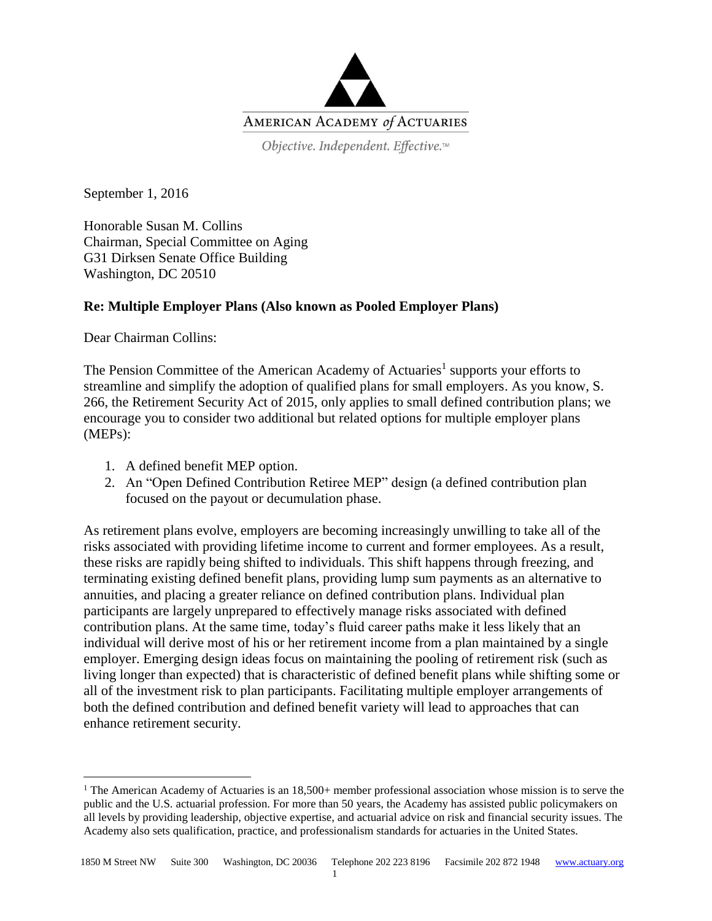AMERICAN ACADEMY *of* ACTUARIES

*Objective. Independent. Effective.*™

September 1, 2016

Honorable Susan M. Collins
Chairman, Special Committee on Aging
G31 Dirksen Senate Office Building
Washington, DC 20510

**Re: Multiple Employer Plans (Also known as Pooled Employer Plans)**

Dear Chairman Collins:

The Pension Committee of the American Academy of Actuaries[1] supports your efforts to streamline and simplify the adoption of qualified plans for small employers. As you know, S. 266, the Retirement Security Act of 2015, only applies to small defined contribution plans; we encourage you to consider two additional but related options for multiple employer plans (MEPs):

1. A defined benefit MEP option.
2. An "Open Defined Contribution Retiree MEP" design (a defined contribution plan focused on the payout or decumulation phase.

As retirement plans evolve, employers are becoming increasingly unwilling to take all of the risks associated with providing lifetime income to current and former employees. As a result, these risks are rapidly being shifted to individuals. This shift happens through freezing, and terminating existing defined benefit plans, providing lump sum payments as an alternative to annuities, and placing a greater reliance on defined contribution plans. Individual plan participants are largely unprepared to effectively manage risks associated with defined contribution plans. At the same time, today's fluid career paths make it less likely that an individual will derive most of his or her retirement income from a plan maintained by a single employer. Emerging design ideas focus on maintaining the pooling of retirement risk (such as living longer than expected) that is characteristic of defined benefit plans while shifting some or all of the investment risk to plan participants. Facilitating multiple employer arrangements of both the defined contribution and defined benefit variety will lead to approaches that can enhance retirement security.

[1] The American Academy of Actuaries is an 18,500+ member professional association whose mission is to serve the public and the U.S. actuarial profession. For more than 50 years, the Academy has assisted public policymakers on all levels by providing leadership, objective expertise, and actuarial advice on risk and financial security issues. The Academy also sets qualification, practice, and professionalism standards for actuaries in the United States.

1850 M Street NW Suite 300 Washington, DC 20036 Telephone 202 223 8196 Facsimile 202 872 1948 www.actuary.org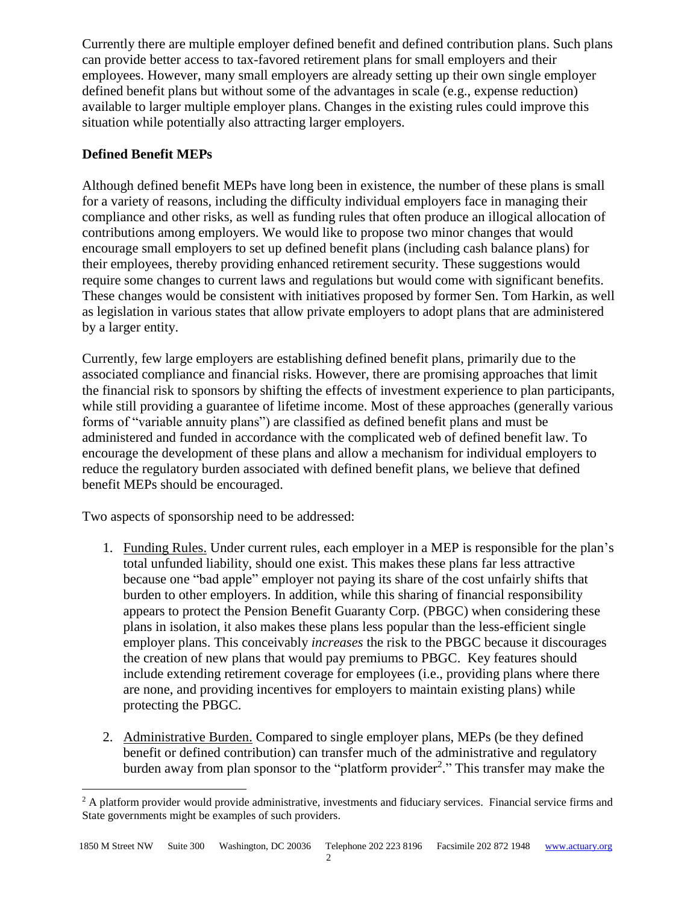Currently there are multiple employer defined benefit and defined contribution plans. Such plans can provide better access to tax-favored retirement plans for small employers and their employees. However, many small employers are already setting up their own single employer defined benefit plans but without some of the advantages in scale (e.g., expense reduction) available to larger multiple employer plans. Changes in the existing rules could improve this situation while potentially also attracting larger employers.

## Defined Benefit MEPs

Although defined benefit MEPs have long been in existence, the number of these plans is small for a variety of reasons, including the difficulty individual employers face in managing their compliance and other risks, as well as funding rules that often produce an illogical allocation of contributions among employers. We would like to propose two minor changes that would encourage small employers to set up defined benefit plans (including cash balance plans) for their employees, thereby providing enhanced retirement security. These suggestions would require some changes to current laws and regulations but would come with significant benefits. These changes would be consistent with initiatives proposed by former Sen. Tom Harkin, as well as legislation in various states that allow private employers to adopt plans that are administered by a larger entity.

Currently, few large employers are establishing defined benefit plans, primarily due to the associated compliance and financial risks. However, there are promising approaches that limit the financial risk to sponsors by shifting the effects of investment experience to plan participants, while still providing a guarantee of lifetime income. Most of these approaches (generally various forms of "variable annuity plans") are classified as defined benefit plans and must be administered and funded in accordance with the complicated web of defined benefit law. To encourage the development of these plans and allow a mechanism for individual employers to reduce the regulatory burden associated with defined benefit plans, we believe that defined benefit MEPs should be encouraged.

Two aspects of sponsorship need to be addressed:

1. Funding Rules. Under current rules, each employer in a MEP is responsible for the plan's total unfunded liability, should one exist. This makes these plans far less attractive because one "bad apple" employer not paying its share of the cost unfairly shifts that burden to other employers. In addition, while this sharing of financial responsibility appears to protect the Pension Benefit Guaranty Corp. (PBGC) when considering these plans in isolation, it also makes these plans less popular than the less-efficient single employer plans. This conceivably *increases* the risk to the PBGC because it discourages the creation of new plans that would pay premiums to PBGC. Key features should include extending retirement coverage for employees (i.e., providing plans where there are none, and providing incentives for employers to maintain existing plans) while protecting the PBGC.

2. Administrative Burden. Compared to single employer plans, MEPs (be they defined benefit or defined contribution) can transfer much of the administrative and regulatory burden away from plan sponsor to the "platform provider[2]." This transfer may make the

[2] A platform provider would provide administrative, investments and fiduciary services. Financial service firms and State governments might be examples of such providers.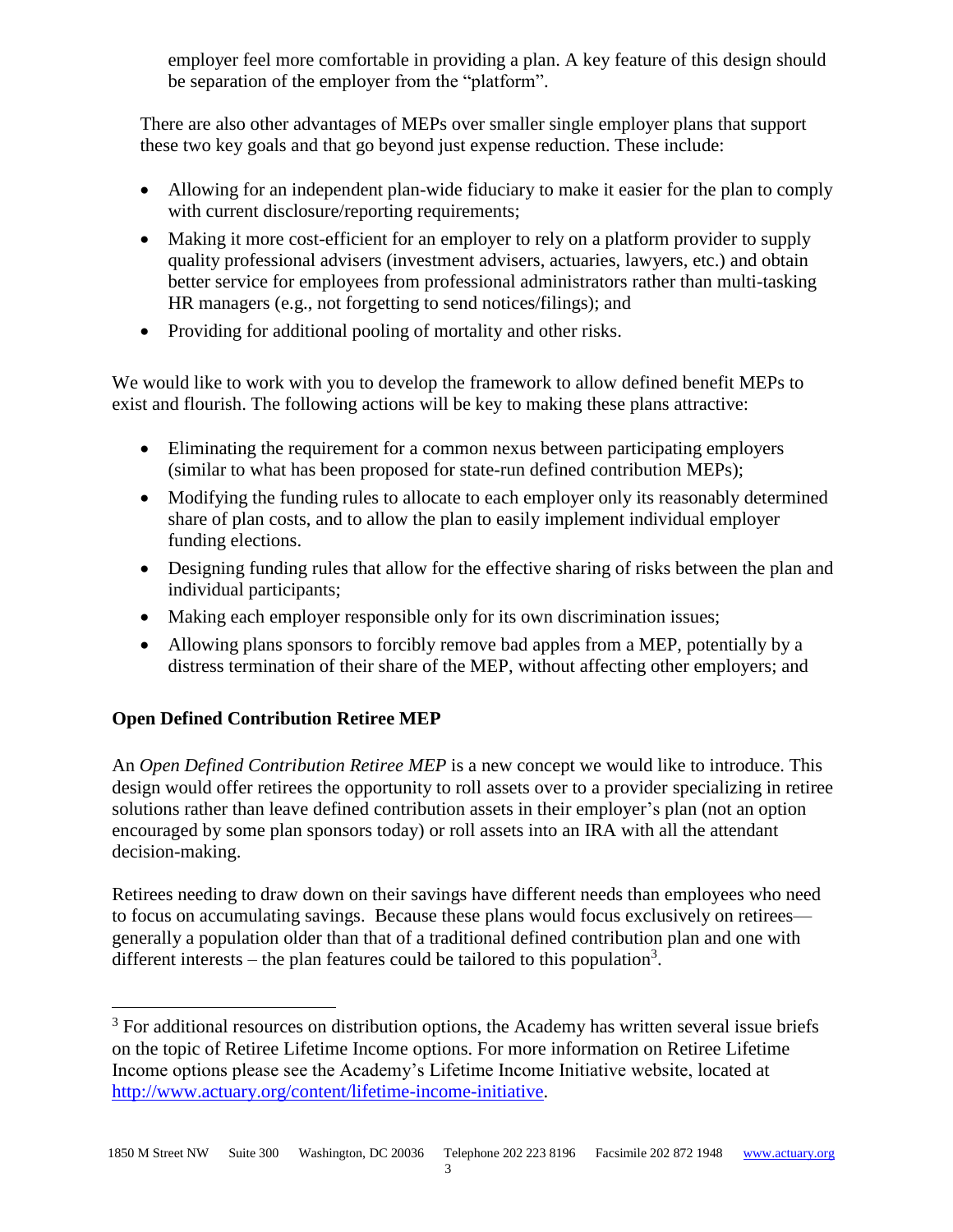employer feel more comfortable in providing a plan. A key feature of this design should be separation of the employer from the "platform".

There are also other advantages of MEPs over smaller single employer plans that support these two key goals and that go beyond just expense reduction. These include:

- Allowing for an independent plan-wide fiduciary to make it easier for the plan to comply with current disclosure/reporting requirements;
- Making it more cost-efficient for an employer to rely on a platform provider to supply quality professional advisers (investment advisers, actuaries, lawyers, etc.) and obtain better service for employees from professional administrators rather than multi-tasking HR managers (e.g., not forgetting to send notices/filings); and
- Providing for additional pooling of mortality and other risks.

We would like to work with you to develop the framework to allow defined benefit MEPs to exist and flourish. The following actions will be key to making these plans attractive:

- Eliminating the requirement for a common nexus between participating employers (similar to what has been proposed for state-run defined contribution MEPs);
- Modifying the funding rules to allocate to each employer only its reasonably determined share of plan costs, and to allow the plan to easily implement individual employer funding elections.
- Designing funding rules that allow for the effective sharing of risks between the plan and individual participants;
- Making each employer responsible only for its own discrimination issues;
- Allowing plans sponsors to forcibly remove bad apples from a MEP, potentially by a distress termination of their share of the MEP, without affecting other employers; and

**Open Defined Contribution Retiree MEP**

An *Open Defined Contribution Retiree MEP* is a new concept we would like to introduce. This design would offer retirees the opportunity to roll assets over to a provider specializing in retiree solutions rather than leave defined contribution assets in their employer's plan (not an option encouraged by some plan sponsors today) or roll assets into an IRA with all the attendant decision-making.

Retirees needing to draw down on their savings have different needs than employees who need to focus on accumulating savings. Because these plans would focus exclusively on retirees—generally a population older than that of a traditional defined contribution plan and one with different interests – the plan features could be tailored to this population[3].

[3] For additional resources on distribution options, the Academy has written several issue briefs on the topic of Retiree Lifetime Income options. For more information on Retiree Lifetime Income options please see the Academy's Lifetime Income Initiative website, located at http://www.actuary.org/content/lifetime-income-initiative.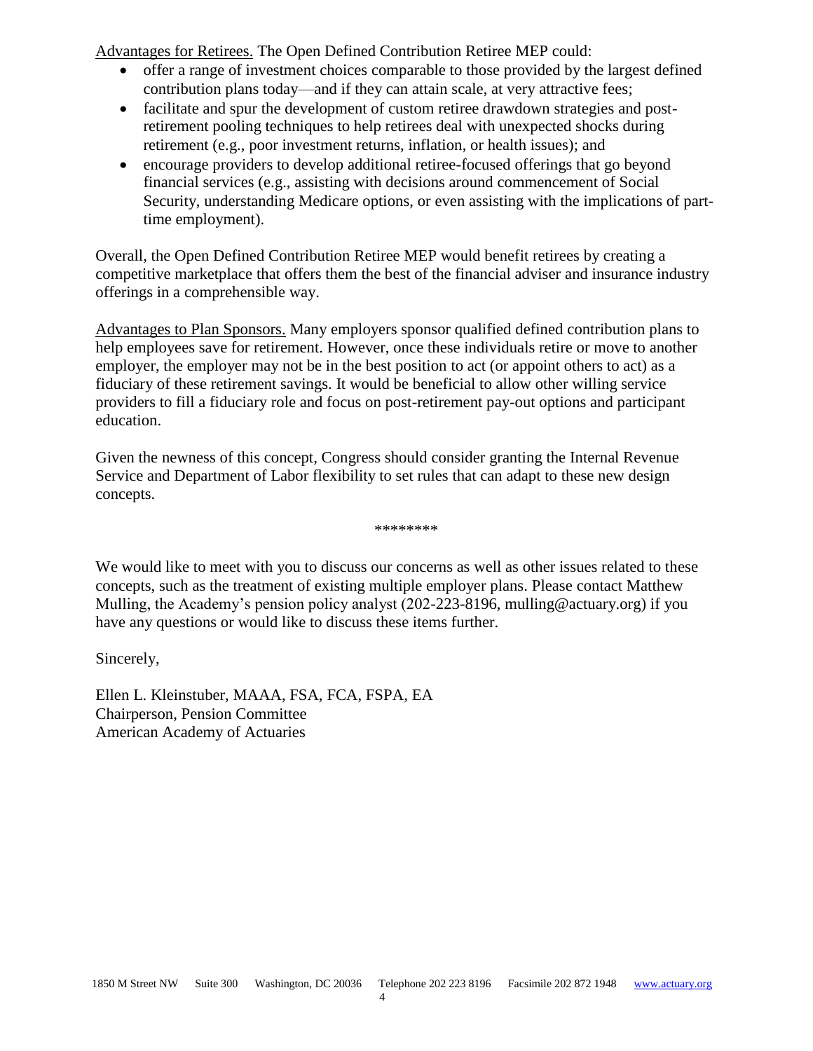Advantages for Retirees. The Open Defined Contribution Retiree MEP could:

- offer a range of investment choices comparable to those provided by the largest defined contribution plans today—and if they can attain scale, at very attractive fees;
- facilitate and spur the development of custom retiree drawdown strategies and post-retirement pooling techniques to help retirees deal with unexpected shocks during retirement (e.g., poor investment returns, inflation, or health issues); and
- encourage providers to develop additional retiree-focused offerings that go beyond financial services (e.g., assisting with decisions around commencement of Social Security, understanding Medicare options, or even assisting with the implications of part-time employment).

Overall, the Open Defined Contribution Retiree MEP would benefit retirees by creating a competitive marketplace that offers them the best of the financial adviser and insurance industry offerings in a comprehensible way.

Advantages to Plan Sponsors. Many employers sponsor qualified defined contribution plans to help employees save for retirement. However, once these individuals retire or move to another employer, the employer may not be in the best position to act (or appoint others to act) as a fiduciary of these retirement savings. It would be beneficial to allow other willing service providers to fill a fiduciary role and focus on post-retirement pay-out options and participant education.

Given the newness of this concept, Congress should consider granting the Internal Revenue Service and Department of Labor flexibility to set rules that can adapt to these new design concepts.

********

We would like to meet with you to discuss our concerns as well as other issues related to these concepts, such as the treatment of existing multiple employer plans. Please contact Matthew Mulling, the Academy's pension policy analyst (202-223-8196, mulling@actuary.org) if you have any questions or would like to discuss these items further.

Sincerely,

Ellen L. Kleinstuber, MAAA, FSA, FCA, FSPA, EA
Chairperson, Pension Committee
American Academy of Actuaries